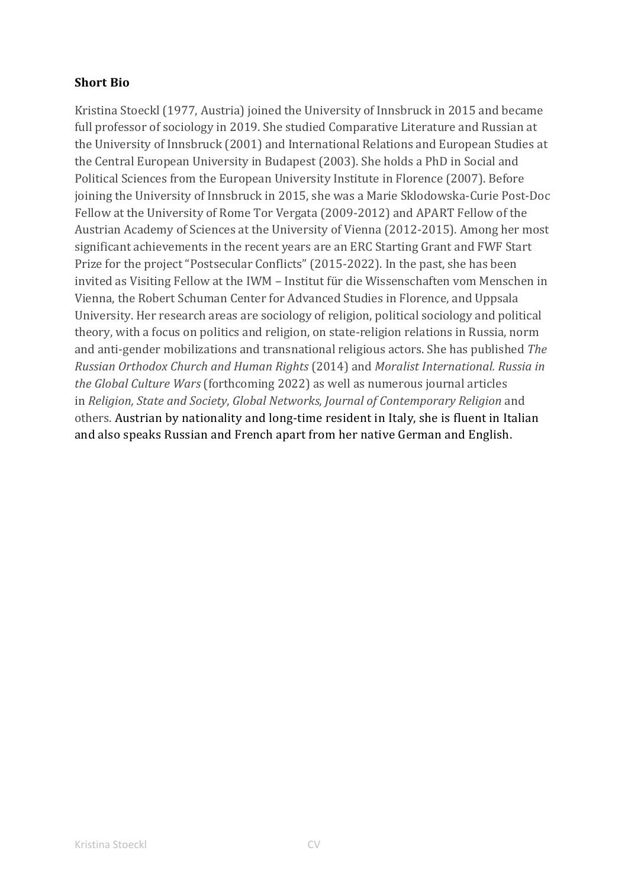**Short Bio**

Kristina Stoeckl (1977, Austria) joined the University of Innsbruck in 2015 and became full professor of sociology in 2019. She studied Comparative Literature and Russian at the University of Innsbruck (2001) and International Relations and European Studies at the Central European University in Budapest (2003). She holds a PhD in Social and Political Sciences from the European University Institute in Florence (2007). Before joining the University of Innsbruck in 2015, she was a Marie Sklodowska-Curie Post-Doc Fellow at the University of Rome Tor Vergata (2009-2012) and APART Fellow of the Austrian Academy of Sciences at the University of Vienna (2012-2015). Among her most significant achievements in the recent years are an ERC Starting Grant and FWF Start Prize for the project "Postsecular Conflicts" (2015-2022). In the past, she has been invited as Visiting Fellow at the IWM – Institut für die Wissenschaften vom Menschen in Vienna, the Robert Schuman Center for Advanced Studies in Florence, and Uppsala University. Her research areas are sociology of religion, political sociology and political theory, with a focus on politics and religion, on state-religion relations in Russia, norm and anti-gender mobilizations and transnational religious actors. She has published *The Russian Orthodox Church and Human Rights* (2014) and *Moralist International. Russia in the Global Culture Wars* (forthcoming 2022) as well as numerous journal articles in *Religion, State and Society*, *Global Networks*, *Journal of Contemporary Religion* and others. Austrian by nationality and long-time resident in Italy, she is fluent in Italian and also speaks Russian and French apart from her native German and English.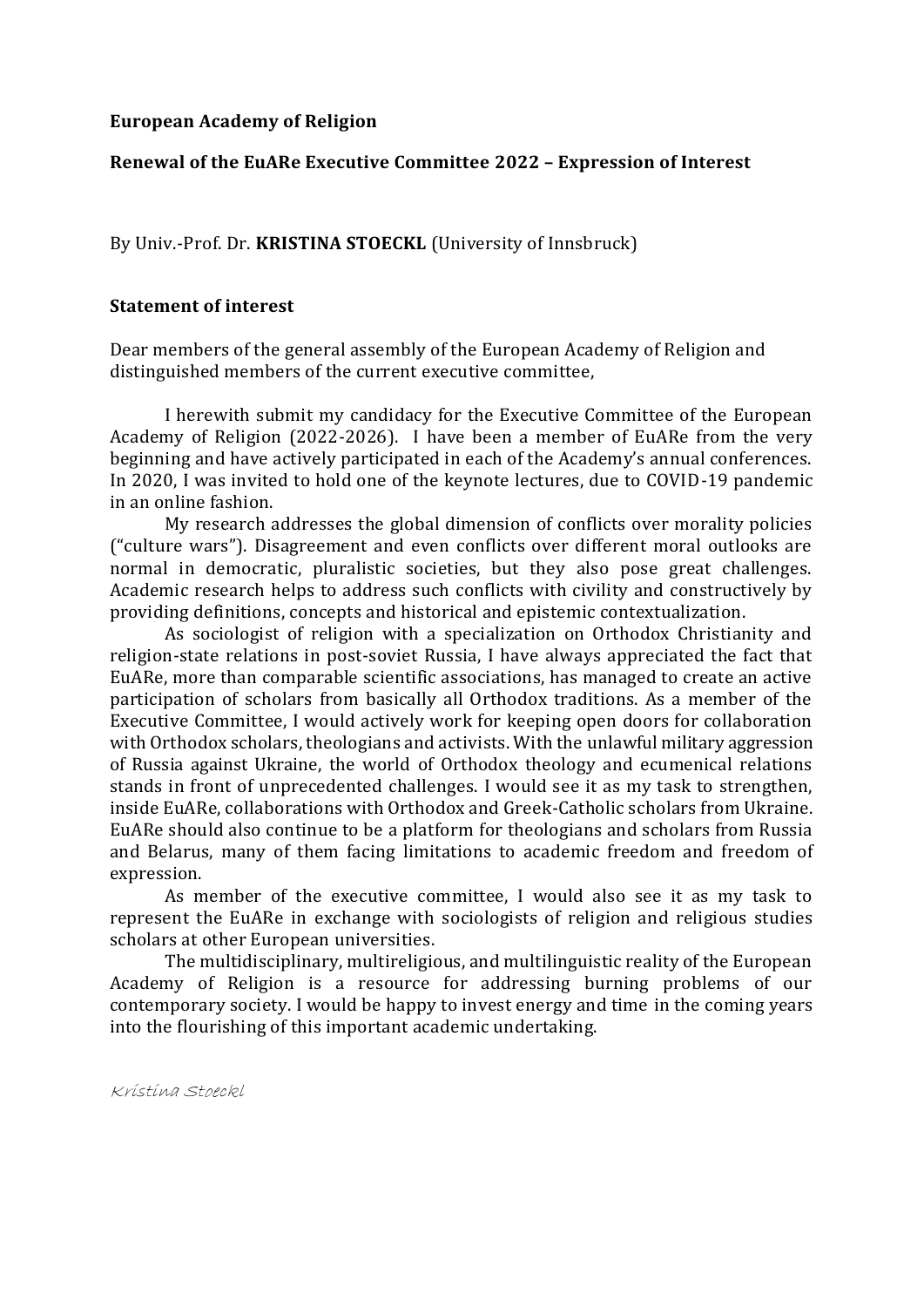**European Academy of Religion**

**Renewal of the EuARe Executive Committee 2022 – Expression of Interest**

By Univ.-Prof. Dr. **KRISTINA STOECKL** (University of Innsbruck)

**Statement of interest**

Dear members of the general assembly of the European Academy of Religion and distinguished members of the current executive committee,

I herewith submit my candidacy for the Executive Committee of the European Academy of Religion (2022-2026). I have been a member of EuARe from the very beginning and have actively participated in each of the Academy's annual conferences. In 2020, I was invited to hold one of the keynote lectures, due to COVID-19 pandemic in an online fashion.

My research addresses the global dimension of conflicts over morality policies ("culture wars"). Disagreement and even conflicts over different moral outlooks are normal in democratic, pluralistic societies, but they also pose great challenges. Academic research helps to address such conflicts with civility and constructively by providing definitions, concepts and historical and epistemic contextualization.

As sociologist of religion with a specialization on Orthodox Christianity and religion-state relations in post-soviet Russia, I have always appreciated the fact that EuARe, more than comparable scientific associations, has managed to create an active participation of scholars from basically all Orthodox traditions. As a member of the Executive Committee, I would actively work for keeping open doors for collaboration with Orthodox scholars, theologians and activists. With the unlawful military aggression of Russia against Ukraine, the world of Orthodox theology and ecumenical relations stands in front of unprecedented challenges. I would see it as my task to strengthen, inside EuARe, collaborations with Orthodox and Greek-Catholic scholars from Ukraine. EuARe should also continue to be a platform for theologians and scholars from Russia and Belarus, many of them facing limitations to academic freedom and freedom of expression.

As member of the executive committee, I would also see it as my task to represent the EuARe in exchange with sociologists of religion and religious studies scholars at other European universities.

The multidisciplinary, multireligious, and multilinguistic reality of the European Academy of Religion is a resource for addressing burning problems of our contemporary society. I would be happy to invest energy and time in the coming years into the flourishing of this important academic undertaking.

*Kristina Stoeckl*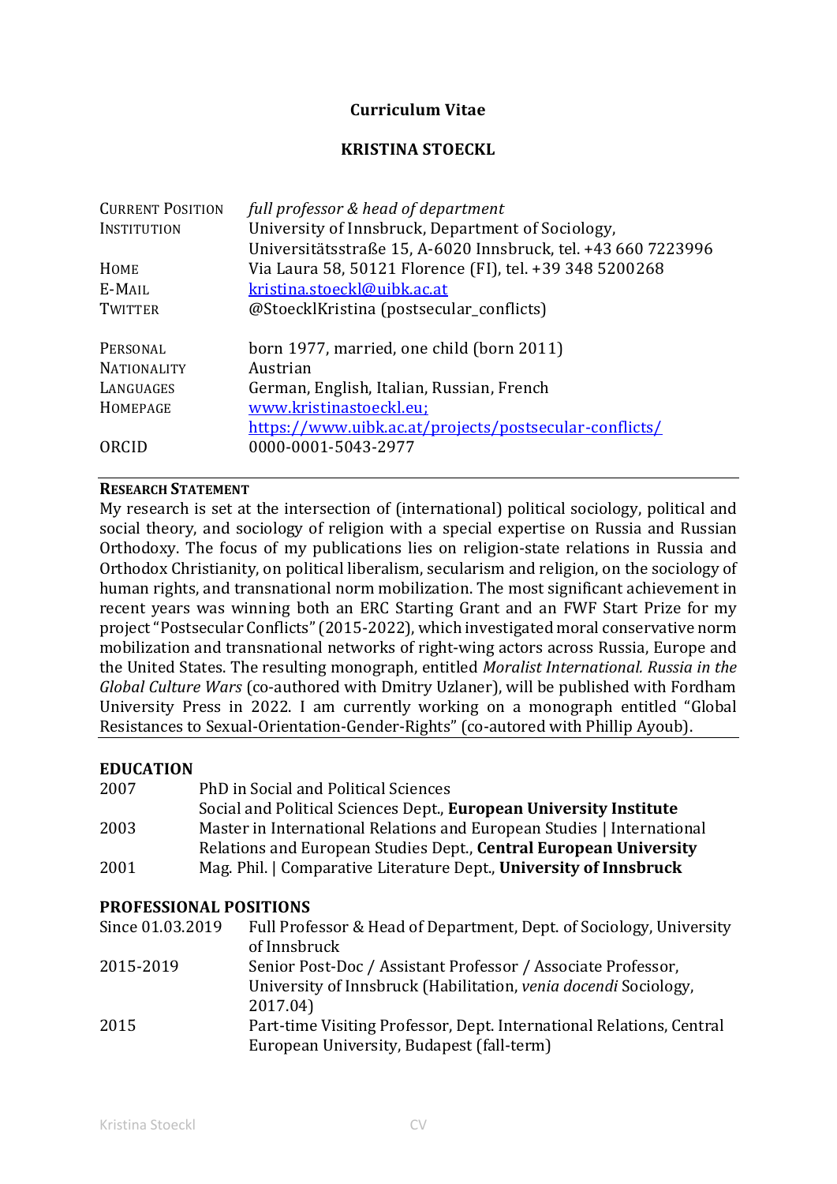# Curriculum Vitae

## KRISTINA STOECKL

| | |
|---|---|
| CURRENT POSITION | *full professor & head of department* |
| INSTITUTION | University of Innsbruck, Department of Sociology, Universitätsstraße 15, A-6020 Innsbruck, tel. +43 660 7223996 |
| HOME | Via Laura 58, 50121 Florence (FI), tel. +39 348 5200268 |
| E-MAIL | [kristina.stoeckl@uibk.ac.at](mailto:kristina.stoeckl@uibk.ac.at) |
| TWITTER | @StoecklKristina (postsecular_conflicts) |
| PERSONAL | born 1977, married, one child (born 2011) |
| NATIONALITY | Austrian |
| LANGUAGES | German, English, Italian, Russian, French |
| HOMEPAGE | [www.kristinastoeckl.eu;](http://www.kristinastoeckl.eu) [https://www.uibk.ac.at/projects/postsecular-conflicts/](https://www.uibk.ac.at/projects/postsecular-conflicts/) |
| ORCID | 0000-0001-5043-2977 |

### RESEARCH STATEMENT

My research is set at the intersection of (international) political sociology, political and social theory, and sociology of religion with a special expertise on Russia and Russian Orthodoxy. The focus of my publications lies on religion-state relations in Russia and Orthodox Christianity, on political liberalism, secularism and religion, on the sociology of human rights, and transnational norm mobilization. The most significant achievement in recent years was winning both an ERC Starting Grant and an FWF Start Prize for my project "Postsecular Conflicts" (2015-2022), which investigated moral conservative norm mobilization and transnational networks of right-wing actors across Russia, Europe and the United States. The resulting monograph, entitled *Moralist International. Russia in the Global Culture Wars* (co-authored with Dmitry Uzlaner), will be published with Fordham University Press in 2022. I am currently working on a monograph entitled "Global Resistances to Sexual-Orientation-Gender-Rights" (co-autored with Phillip Ayoub).

### EDUCATION

| | |
|---|---|
| 2007 | PhD in Social and Political Sciences<br>Social and Political Sciences Dept., **European University Institute** |
| 2003 | Master in International Relations and European Studies \| International Relations and European Studies Dept., **Central European University** |
| 2001 | Mag. Phil. \| Comparative Literature Dept., **University of Innsbruck** |

### PROFESSIONAL POSITIONS

| | |
|---|---|
| Since 01.03.2019 | Full Professor & Head of Department, Dept. of Sociology, University of Innsbruck |
| 2015-2019 | Senior Post-Doc / Assistant Professor / Associate Professor, University of Innsbruck (Habilitation, *venia docendi* Sociology, 2017.04) |
| 2015 | Part-time Visiting Professor, Dept. International Relations, Central European University, Budapest (fall-term) |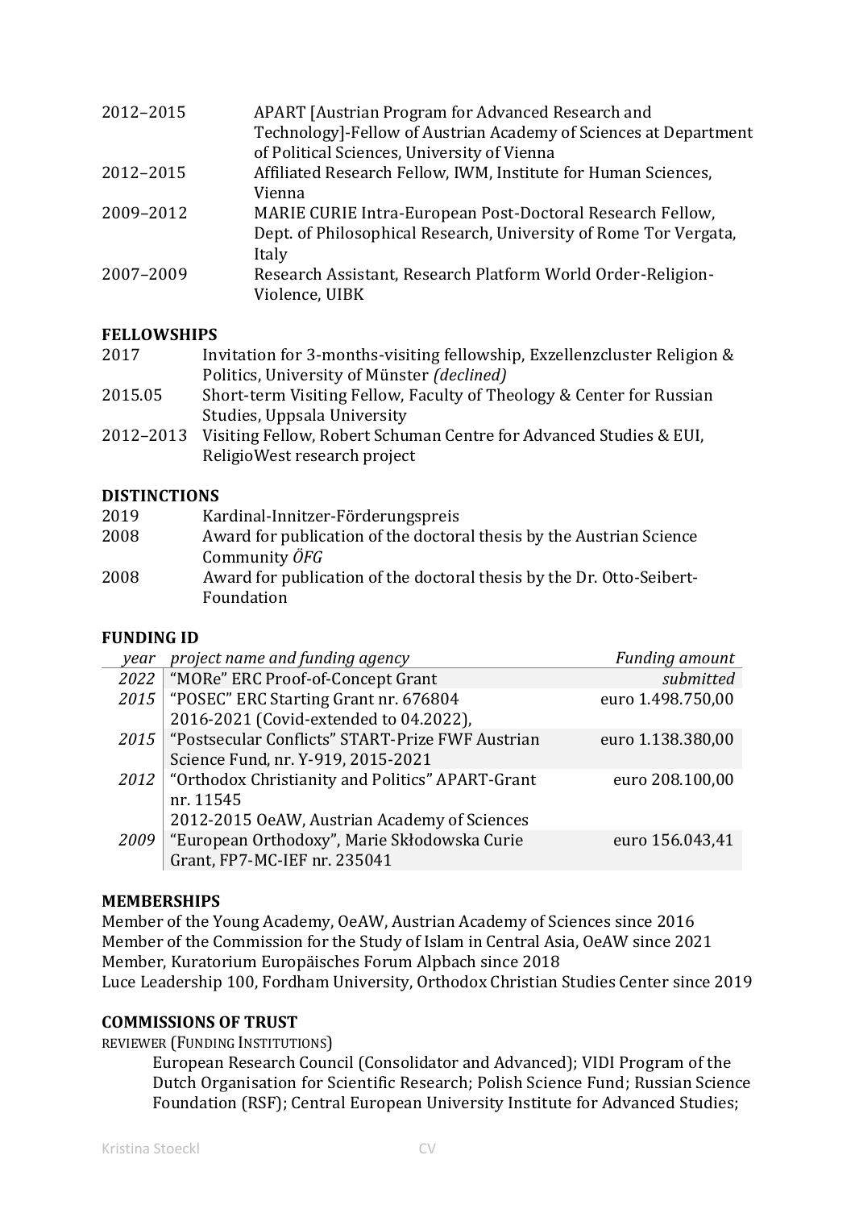| | |
|---|---|
| 2012–2015 | APART [Austrian Program for Advanced Research and Technology]-Fellow of Austrian Academy of Sciences at Department of Political Sciences, University of Vienna |
| 2012–2015 | Affiliated Research Fellow, IWM, Institute for Human Sciences, Vienna |
| 2009–2012 | MARIE CURIE Intra-European Post-Doctoral Research Fellow, Dept. of Philosophical Research, University of Rome Tor Vergata, Italy |
| 2007–2009 | Research Assistant, Research Platform World Order-Religion-Violence, UIBK |

**FELLOWSHIPS**

| | |
|---|---|
| 2017 | Invitation for 3-months-visiting fellowship, Exzellenzcluster Religion & Politics, University of Münster *(declined)* |
| 2015.05 | Short-term Visiting Fellow, Faculty of Theology & Center for Russian Studies, Uppsala University |
| 2012–2013 | Visiting Fellow, Robert Schuman Centre for Advanced Studies & EUI, ReligioWest research project |

**DISTINCTIONS**

| | |
|---|---|
| 2019 | Kardinal-Innitzer-Förderungspreis |
| 2008 | Award for publication of the doctoral thesis by the Austrian Science Community *ÖFG* |
| 2008 | Award for publication of the doctoral thesis by the Dr. Otto-Seibert-Foundation |

**FUNDING ID**

| *year* | *project name and funding agency* | *Funding amount* |
|---|---|---|
| *2022* | "MORe" ERC Proof-of-Concept Grant | *submitted* |
| *2015* | "POSEC" ERC Starting Grant nr. 676804 2016-2021 (Covid-extended to 04.2022), | euro 1.498.750,00 |
| *2015* | "Postsecular Conflicts" START-Prize FWF Austrian Science Fund, nr. Y-919, 2015-2021 | euro 1.138.380,00 |
| *2012* | "Orthodox Christianity and Politics" APART-Grant nr. 11545 2012-2015 OeAW, Austrian Academy of Sciences | euro 208.100,00 |
| *2009* | "European Orthodoxy", Marie Skłodowska Curie Grant, FP7-MC-IEF nr. 235041 | euro 156.043,41 |

**MEMBERSHIPS**

Member of the Young Academy, OeAW, Austrian Academy of Sciences since 2016
Member of the Commission for the Study of Islam in Central Asia, OeAW since 2021
Member, Kuratorium Europäisches Forum Alpbach since 2018
Luce Leadership 100, Fordham University, Orthodox Christian Studies Center since 2019

**COMMISSIONS OF TRUST**

REVIEWER (FUNDING INSTITUTIONS)

European Research Council (Consolidator and Advanced); VIDI Program of the Dutch Organisation for Scientific Research; Polish Science Fund; Russian Science Foundation (RSF); Central European University Institute for Advanced Studies;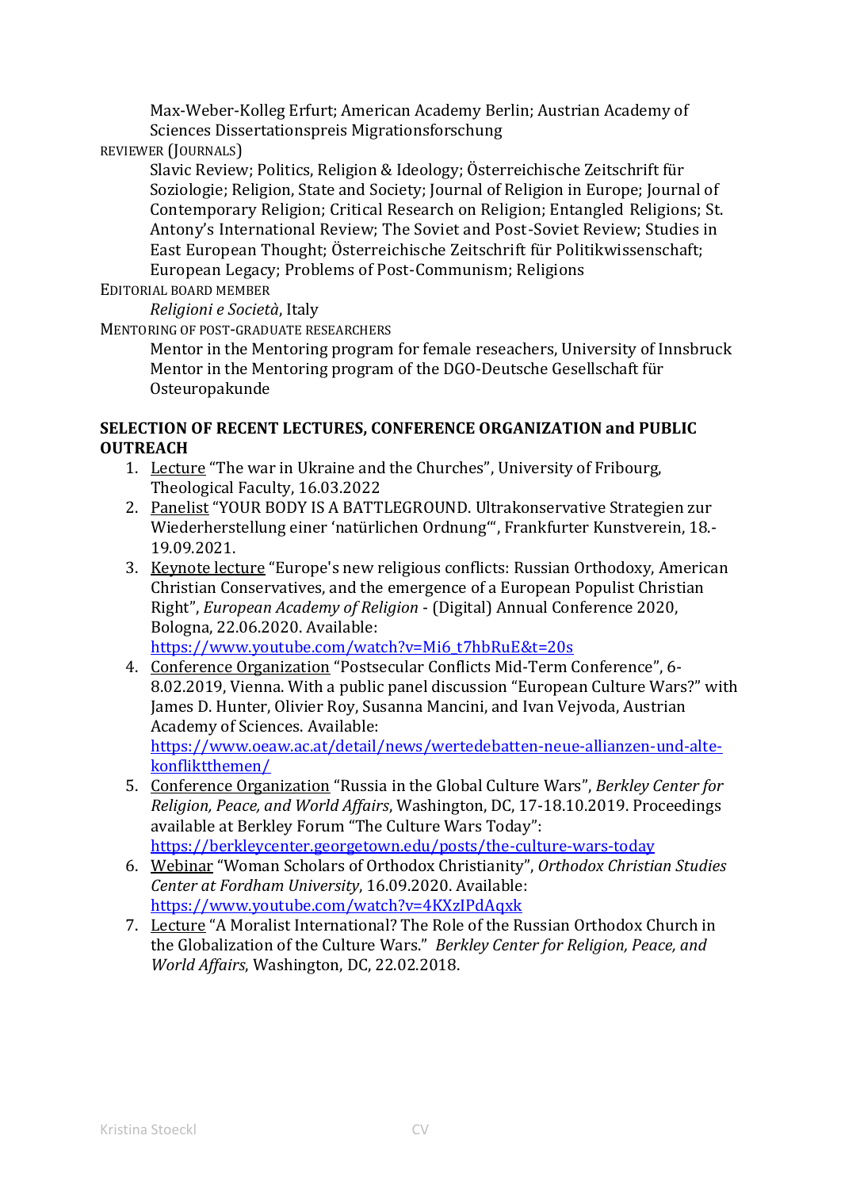Max-Weber-Kolleg Erfurt; American Academy Berlin; Austrian Academy of Sciences Dissertationspreis Migrationsforschung

REVIEWER (JOURNALS)

Slavic Review; Politics, Religion & Ideology; Österreichische Zeitschrift für Soziologie; Religion, State and Society; Journal of Religion in Europe; Journal of Contemporary Religion; Critical Research on Religion; Entangled Religions; St. Antony's International Review; The Soviet and Post-Soviet Review; Studies in East European Thought; Österreichische Zeitschrift für Politikwissenschaft; European Legacy; Problems of Post-Communism; Religions

EDITORIAL BOARD MEMBER

*Religioni e Società*, Italy

MENTORING OF POST-GRADUATE RESEARCHERS

Mentor in the Mentoring program for female reseachers, University of Innsbruck
Mentor in the Mentoring program of the DGO-Deutsche Gesellschaft für Osteuropakunde

**SELECTION OF RECENT LECTURES, CONFERENCE ORGANIZATION and PUBLIC OUTREACH**

1. <u>Lecture</u> "The war in Ukraine and the Churches", University of Fribourg, Theological Faculty, 16.03.2022
2. <u>Panelist</u> "YOUR BODY IS A BATTLEGROUND. Ultrakonservative Strategien zur Wiederherstellung einer 'natürlichen Ordnung'", Frankfurter Kunstverein, 18.-19.09.2021.
3. <u>Keynote lecture</u> "Europe's new religious conflicts: Russian Orthodoxy, American Christian Conservatives, and the emergence of a European Populist Christian Right", *European Academy of Religion* - (Digital) Annual Conference 2020, Bologna, 22.06.2020. Available: https://www.youtube.com/watch?v=Mi6_t7hbRuE&t=20s
4. <u>Conference Organization</u> "Postsecular Conflicts Mid-Term Conference", 6-8.02.2019, Vienna. With a public panel discussion "European Culture Wars?" with James D. Hunter, Olivier Roy, Susanna Mancini, and Ivan Vejvoda, Austrian Academy of Sciences. Available: https://www.oeaw.ac.at/detail/news/wertedebatten-neue-allianzen-und-alte-konfliktthemen/
5. <u>Conference Organization</u> "Russia in the Global Culture Wars", *Berkley Center for Religion, Peace, and World Affairs*, Washington, DC, 17-18.10.2019. Proceedings available at Berkley Forum "The Culture Wars Today": https://berkleycenter.georgetown.edu/posts/the-culture-wars-today
6. <u>Webinar</u> "Woman Scholars of Orthodox Christianity", *Orthodox Christian Studies Center at Fordham University*, 16.09.2020. Available: https://www.youtube.com/watch?v=4KXzIPdAqxk
7. <u>Lecture</u> "A Moralist International? The Role of the Russian Orthodox Church in the Globalization of the Culture Wars." *Berkley Center for Religion, Peace, and World Affairs*, Washington, DC, 22.02.2018.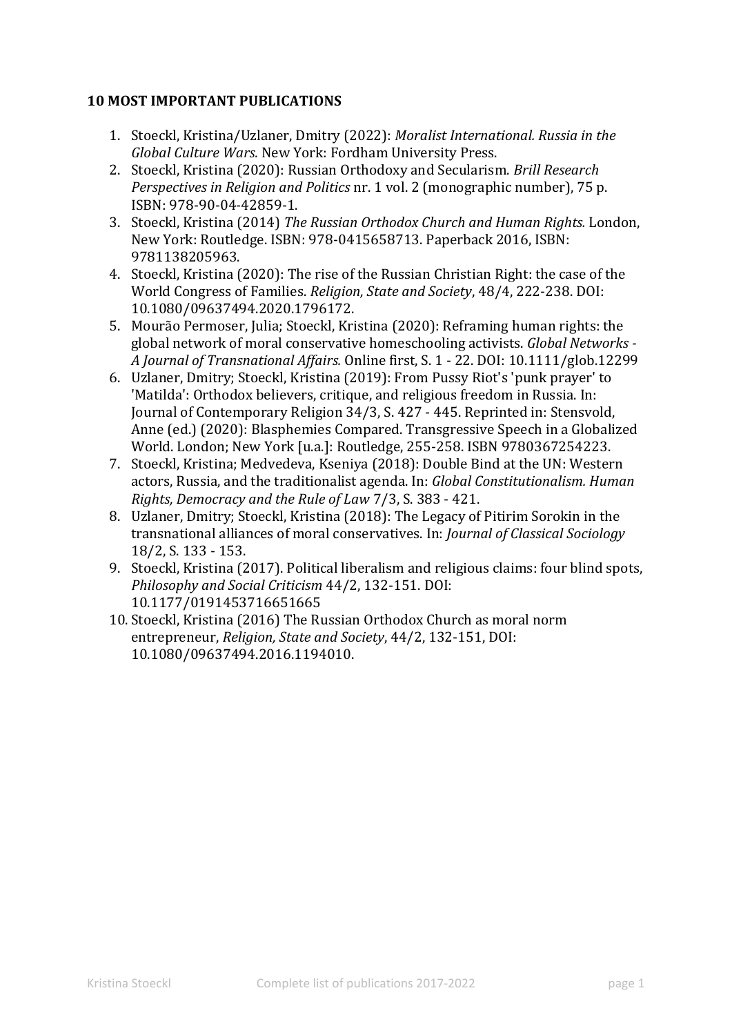**10 MOST IMPORTANT PUBLICATIONS**

1. Stoeckl, Kristina/Uzlaner, Dmitry (2022): *Moralist International. Russia in the Global Culture Wars.* New York: Fordham University Press.
2. Stoeckl, Kristina (2020): Russian Orthodoxy and Secularism. *Brill Research Perspectives in Religion and Politics* nr. 1 vol. 2 (monographic number), 75 p. ISBN: 978-90-04-42859-1.
3. Stoeckl, Kristina (2014) *The Russian Orthodox Church and Human Rights.* London, New York: Routledge. ISBN: 978-0415658713. Paperback 2016, ISBN: 9781138205963.
4. Stoeckl, Kristina (2020): The rise of the Russian Christian Right: the case of the World Congress of Families. *Religion, State and Society*, 48/4, 222-238. DOI: 10.1080/09637494.2020.1796172.
5. Mourão Permoser, Julia; Stoeckl, Kristina (2020): Reframing human rights: the global network of moral conservative homeschooling activists. *Global Networks - A Journal of Transnational Affairs.* Online first, S. 1 - 22. DOI: 10.1111/glob.12299
6. Uzlaner, Dmitry; Stoeckl, Kristina (2019): From Pussy Riot's 'punk prayer' to 'Matilda': Orthodox believers, critique, and religious freedom in Russia. In: Journal of Contemporary Religion 34/3, S. 427 - 445. Reprinted in: Stensvold, Anne (ed.) (2020): Blasphemies Compared. Transgressive Speech in a Globalized World. London; New York [u.a.]: Routledge, 255-258. ISBN 9780367254223.
7. Stoeckl, Kristina; Medvedeva, Kseniya (2018): Double Bind at the UN: Western actors, Russia, and the traditionalist agenda. In: *Global Constitutionalism. Human Rights, Democracy and the Rule of Law* 7/3, S. 383 - 421.
8. Uzlaner, Dmitry; Stoeckl, Kristina (2018): The Legacy of Pitirim Sorokin in the transnational alliances of moral conservatives. In: *Journal of Classical Sociology* 18/2, S. 133 - 153.
9. Stoeckl, Kristina (2017). Political liberalism and religious claims: four blind spots, *Philosophy and Social Criticism* 44/2, 132-151. DOI: 10.1177/0191453716651665
10. Stoeckl, Kristina (2016) The Russian Orthodox Church as moral norm entrepreneur, *Religion, State and Society*, 44/2, 132-151, DOI: 10.1080/09637494.2016.1194010.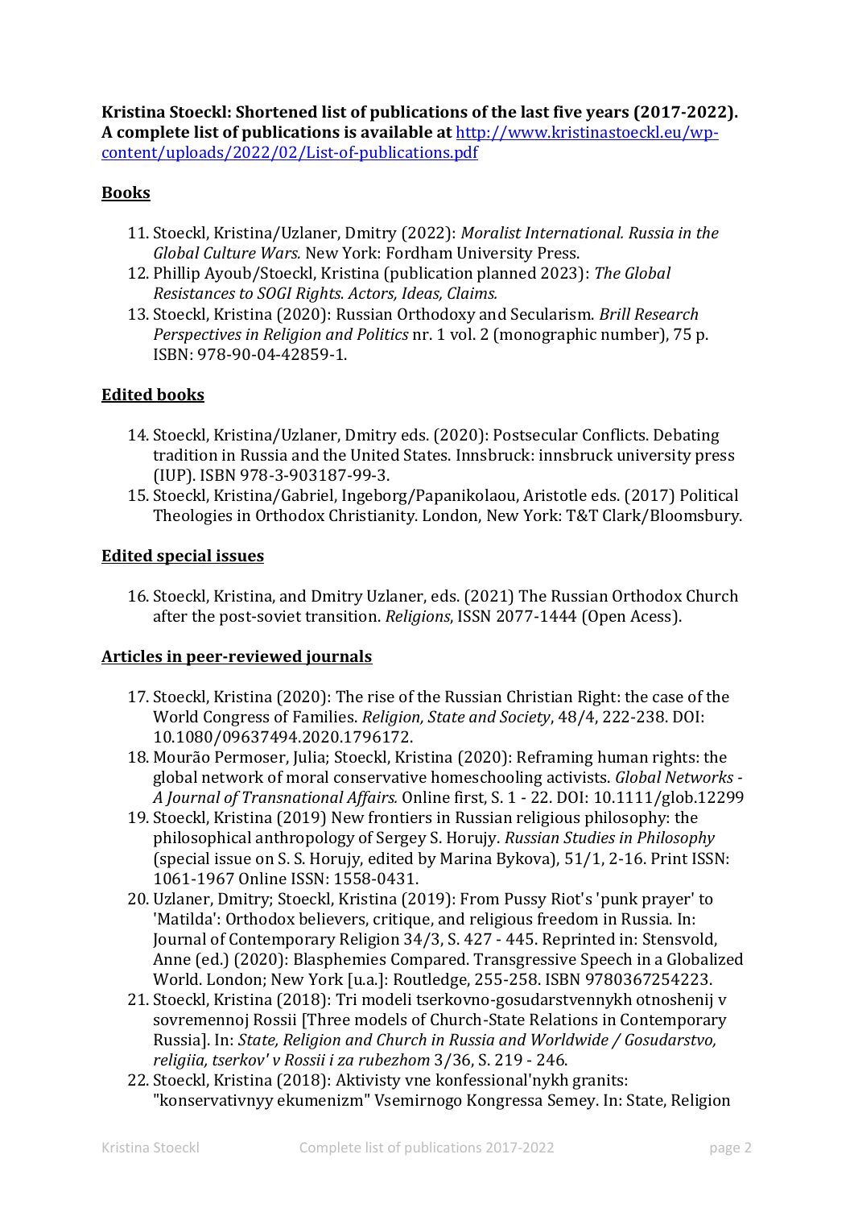**Kristina Stoeckl: Shortened list of publications of the last five years (2017-2022). A complete list of publications is available at [http://www.kristinastoeckl.eu/wp-content/uploads/2022/02/List-of-publications.pdf](http://www.kristinastoeckl.eu/wp-content/uploads/2022/02/List-of-publications.pdf)**

## Books

11. Stoeckl, Kristina/Uzlaner, Dmitry (2022): *Moralist International. Russia in the Global Culture Wars.* New York: Fordham University Press.
12. Phillip Ayoub/Stoeckl, Kristina (publication planned 2023): *The Global Resistances to SOGI Rights. Actors, Ideas, Claims.*
13. Stoeckl, Kristina (2020): Russian Orthodoxy and Secularism. *Brill Research Perspectives in Religion and Politics* nr. 1 vol. 2 (monographic number), 75 p. ISBN: 978-90-04-42859-1.

## Edited books

14. Stoeckl, Kristina/Uzlaner, Dmitry eds. (2020): Postsecular Conflicts. Debating tradition in Russia and the United States. Innsbruck: innsbruck university press (IUP). ISBN 978-3-903187-99-3.
15. Stoeckl, Kristina/Gabriel, Ingeborg/Papanikolaou, Aristotle eds. (2017) Political Theologies in Orthodox Christianity. London, New York: T&T Clark/Bloomsbury.

## Edited special issues

16. Stoeckl, Kristina, and Dmitry Uzlaner, eds. (2021) The Russian Orthodox Church after the post-soviet transition. *Religions*, ISSN 2077-1444 (Open Acess).

## Articles in peer-reviewed journals

17. Stoeckl, Kristina (2020): The rise of the Russian Christian Right: the case of the World Congress of Families. *Religion, State and Society*, 48/4, 222-238. DOI: 10.1080/09637494.2020.1796172.
18. Mourão Permoser, Julia; Stoeckl, Kristina (2020): Reframing human rights: the global network of moral conservative homeschooling activists. *Global Networks - A Journal of Transnational Affairs.* Online first, S. 1 - 22. DOI: 10.1111/glob.12299
19. Stoeckl, Kristina (2019) New frontiers in Russian religious philosophy: the philosophical anthropology of Sergey S. Horujy. *Russian Studies in Philosophy* (special issue on S. S. Horujy, edited by Marina Bykova), 51/1, 2-16. Print ISSN: 1061-1967 Online ISSN: 1558-0431.
20. Uzlaner, Dmitry; Stoeckl, Kristina (2019): From Pussy Riot's 'punk prayer' to 'Matilda': Orthodox believers, critique, and religious freedom in Russia. In: Journal of Contemporary Religion 34/3, S. 427 - 445. Reprinted in: Stensvold, Anne (ed.) (2020): Blasphemies Compared. Transgressive Speech in a Globalized World. London; New York [u.a.]: Routledge, 255-258. ISBN 9780367254223.
21. Stoeckl, Kristina (2018): Tri modeli tserkovno-gosudarstvennykh otnoshenij v sovremennoj Rossii [Three models of Church-State Relations in Contemporary Russia]. In: *State, Religion and Church in Russia and Worldwide / Gosudarstvo, religiia, tserkov' v Rossii i za rubezhom* 3/36, S. 219 - 246.
22. Stoeckl, Kristina (2018): Aktivisty vne konfessional'nykh granits: "konservativnyy ekumenizm" Vsemirnogo Kongressa Semey. In: State, Religion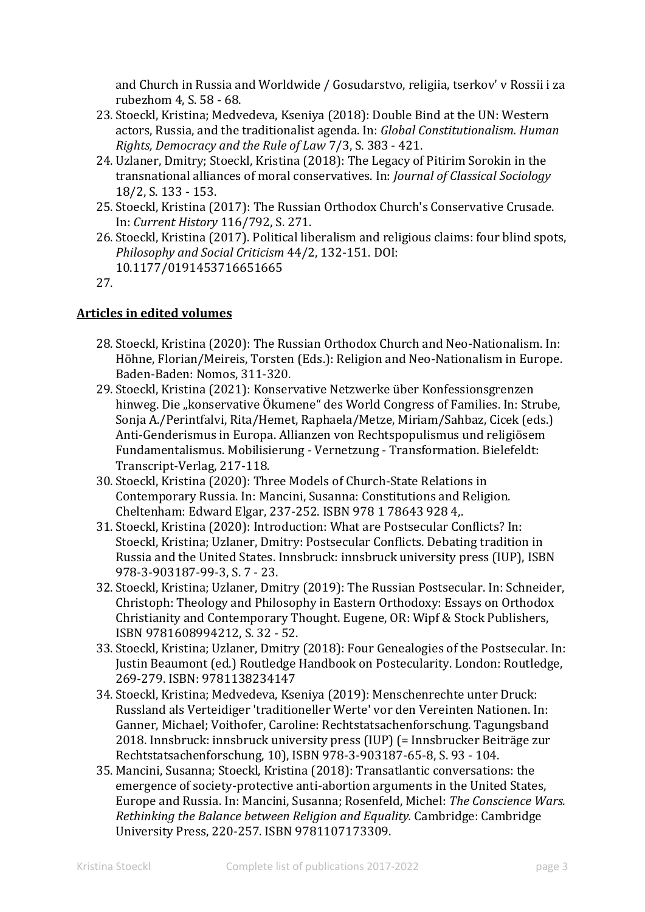and Church in Russia and Worldwide / Gosudarstvo, religiia, tserkov' v Rossii i za rubezhom 4, S. 58 - 68.

23. Stoeckl, Kristina; Medvedeva, Kseniya (2018): Double Bind at the UN: Western actors, Russia, and the traditionalist agenda. In: *Global Constitutionalism. Human Rights, Democracy and the Rule of Law* 7/3, S. 383 - 421.
24. Uzlaner, Dmitry; Stoeckl, Kristina (2018): The Legacy of Pitirim Sorokin in the transnational alliances of moral conservatives. In: *Journal of Classical Sociology* 18/2, S. 133 - 153.
25. Stoeckl, Kristina (2017): The Russian Orthodox Church's Conservative Crusade. In: *Current History* 116/792, S. 271.
26. Stoeckl, Kristina (2017). Political liberalism and religious claims: four blind spots, *Philosophy and Social Criticism* 44/2, 132-151. DOI: 10.1177/0191453716651665
27. 

## Articles in edited volumes

28. Stoeckl, Kristina (2020): The Russian Orthodox Church and Neo-Nationalism. In: Höhne, Florian/Meireis, Torsten (Eds.): Religion and Neo-Nationalism in Europe. Baden-Baden: Nomos, 311-320.
29. Stoeckl, Kristina (2021): Konservative Netzwerke über Konfessionsgrenzen hinweg. Die „konservative Ökumene" des World Congress of Families. In: Strube, Sonja A./Perintfalvi, Rita/Hemet, Raphaela/Metze, Miriam/Sahbaz, Cicek (eds.) Anti-Genderismus in Europa. Allianzen von Rechtspopulismus und religiösem Fundamentalismus. Mobilisierung - Vernetzung - Transformation. Bielefeldt: Transcript-Verlag, 217-118.
30. Stoeckl, Kristina (2020): Three Models of Church-State Relations in Contemporary Russia. In: Mancini, Susanna: Constitutions and Religion. Cheltenham: Edward Elgar, 237-252. ISBN 978 1 78643 928 4,.
31. Stoeckl, Kristina (2020): Introduction: What are Postsecular Conflicts? In: Stoeckl, Kristina; Uzlaner, Dmitry: Postsecular Conflicts. Debating tradition in Russia and the United States. Innsbruck: innsbruck university press (IUP), ISBN 978-3-903187-99-3, S. 7 - 23.
32. Stoeckl, Kristina; Uzlaner, Dmitry (2019): The Russian Postsecular. In: Schneider, Christoph: Theology and Philosophy in Eastern Orthodoxy: Essays on Orthodox Christianity and Contemporary Thought. Eugene, OR: Wipf & Stock Publishers, ISBN 9781608994212, S. 32 - 52.
33. Stoeckl, Kristina; Uzlaner, Dmitry (2018): Four Genealogies of the Postsecular. In: Justin Beaumont (ed.) Routledge Handbook on Postecularity. London: Routledge, 269-279. ISBN: 9781138234147
34. Stoeckl, Kristina; Medvedeva, Kseniya (2019): Menschenrechte unter Druck: Russland als Verteidiger 'traditioneller Werte' vor den Vereinten Nationen. In: Ganner, Michael; Voithofer, Caroline: Rechtstatsachenforschung. Tagungsband 2018. Innsbruck: innsbruck university press (IUP) (= Innsbrucker Beiträge zur Rechtstatsachenforschung, 10), ISBN 978-3-903187-65-8, S. 93 - 104.
35. Mancini, Susanna; Stoeckl, Kristina (2018): Transatlantic conversations: the emergence of society-protective anti-abortion arguments in the United States, Europe and Russia. In: Mancini, Susanna; Rosenfeld, Michel: *The Conscience Wars. Rethinking the Balance between Religion and Equality.* Cambridge: Cambridge University Press, 220-257. ISBN 9781107173309.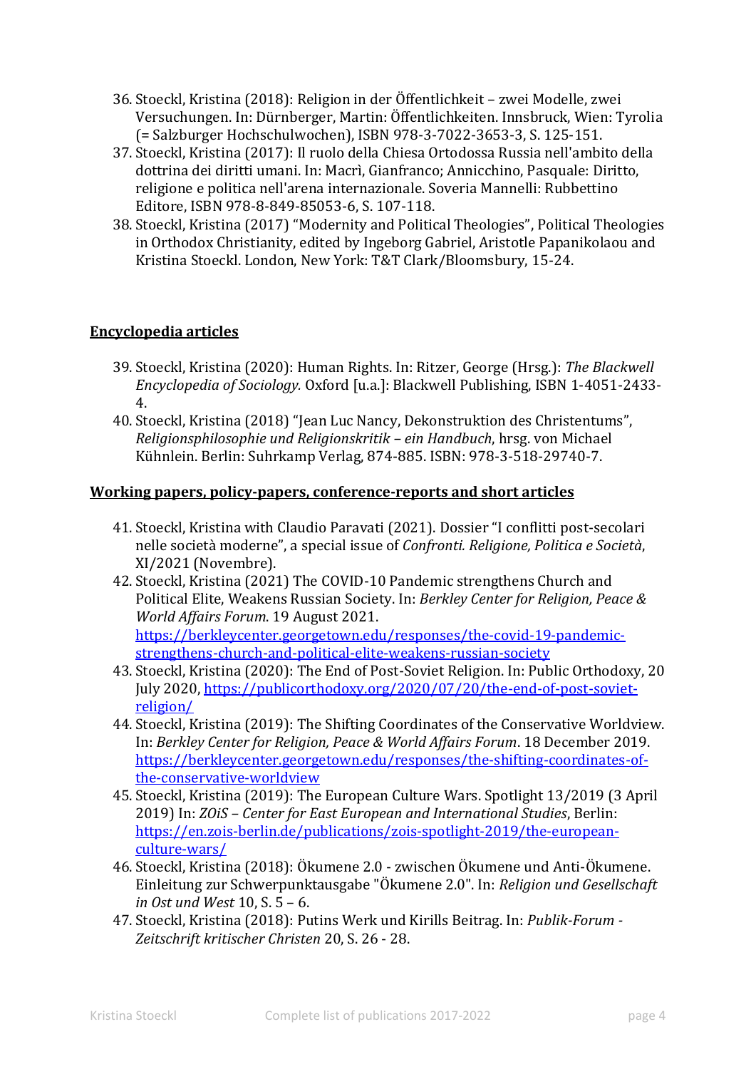36. Stoeckl, Kristina (2018): Religion in der Öffentlichkeit – zwei Modelle, zwei Versuchungen. In: Dürnberger, Martin: Öffentlichkeiten. Innsbruck, Wien: Tyrolia (= Salzburger Hochschulwochen), ISBN 978-3-7022-3653-3, S. 125-151.
37. Stoeckl, Kristina (2017): Il ruolo della Chiesa Ortodossa Russia nell'ambito della dottrina dei diritti umani. In: Macrì, Gianfranco; Annicchino, Pasquale: Diritto, religione e politica nell'arena internazionale. Soveria Mannelli: Rubbettino Editore, ISBN 978-8-849-85053-6, S. 107-118.
38. Stoeckl, Kristina (2017) "Modernity and Political Theologies", Political Theologies in Orthodox Christianity, edited by Ingeborg Gabriel, Aristotle Papanikolaou and Kristina Stoeckl. London, New York: T&T Clark/Bloomsbury, 15-24.

## Encyclopedia articles

39. Stoeckl, Kristina (2020): Human Rights. In: Ritzer, George (Hrsg.): *The Blackwell Encyclopedia of Sociology.* Oxford [u.a.]: Blackwell Publishing, ISBN 1-4051-2433-4.
40. Stoeckl, Kristina (2018) "Jean Luc Nancy, Dekonstruktion des Christentums", *Religionsphilosophie und Religionskritik – ein Handbuch*, hrsg. von Michael Kühnlein. Berlin: Suhrkamp Verlag, 874-885. ISBN: 978-3-518-29740-7.

## Working papers, policy-papers, conference-reports and short articles

41. Stoeckl, Kristina with Claudio Paravati (2021). Dossier "I conflitti post-secolari nelle società moderne", a special issue of *Confronti. Religione, Politica e Società*, XI/2021 (Novembre).
42. Stoeckl, Kristina (2021) The COVID-10 Pandemic strengthens Church and Political Elite, Weakens Russian Society. In: *Berkley Center for Religion, Peace & World Affairs Forum*. 19 August 2021. https://berkleycenter.georgetown.edu/responses/the-covid-19-pandemic-strengthens-church-and-political-elite-weakens-russian-society
43. Stoeckl, Kristina (2020): The End of Post-Soviet Religion. In: Public Orthodoxy, 20 July 2020, https://publicorthodoxy.org/2020/07/20/the-end-of-post-soviet-religion/
44. Stoeckl, Kristina (2019): The Shifting Coordinates of the Conservative Worldview. In: *Berkley Center for Religion, Peace & World Affairs Forum*. 18 December 2019. https://berkleycenter.georgetown.edu/responses/the-shifting-coordinates-of-the-conservative-worldview
45. Stoeckl, Kristina (2019): The European Culture Wars. Spotlight 13/2019 (3 April 2019) In: *ZOiS – Center for East European and International Studies*, Berlin: https://en.zois-berlin.de/publications/zois-spotlight-2019/the-european-culture-wars/
46. Stoeckl, Kristina (2018): Ökumene 2.0 - zwischen Ökumene und Anti-Ökumene. Einleitung zur Schwerpunktausgabe "Ökumene 2.0". In: *Religion und Gesellschaft in Ost und West* 10, S. 5 – 6.
47. Stoeckl, Kristina (2018): Putins Werk und Kirills Beitrag. In: *Publik-Forum - Zeitschrift kritischer Christen* 20, S. 26 - 28.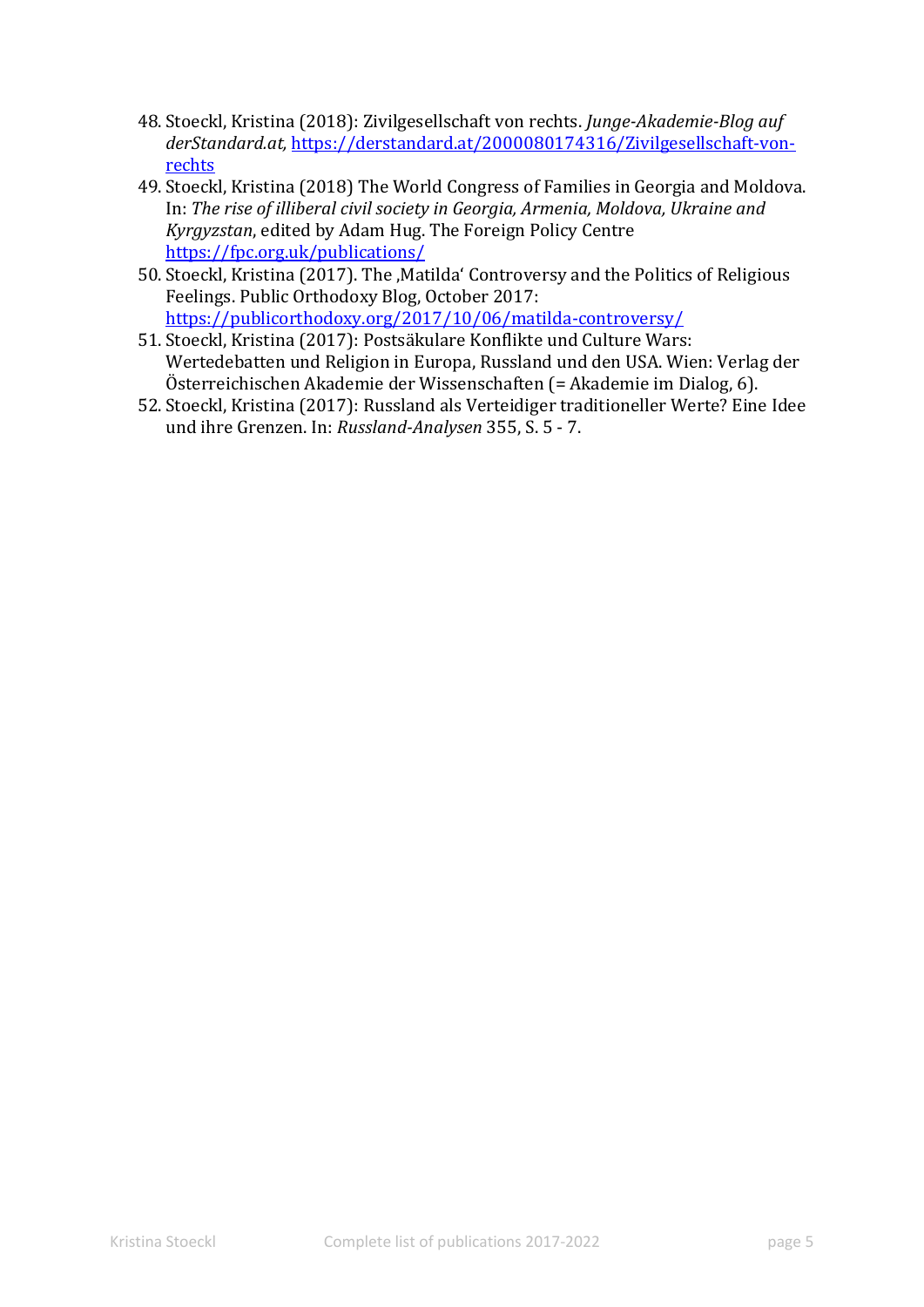48. Stoeckl, Kristina (2018): Zivilgesellschaft von rechts. *Junge-Akademie-Blog auf derStandard.at,* https://derstandard.at/2000080174316/Zivilgesellschaft-von-rechts
49. Stoeckl, Kristina (2018) The World Congress of Families in Georgia and Moldova. In: *The rise of illiberal civil society in Georgia, Armenia, Moldova, Ukraine and Kyrgyzstan*, edited by Adam Hug. The Foreign Policy Centre https://fpc.org.uk/publications/
50. Stoeckl, Kristina (2017). The ‚Matilda' Controversy and the Politics of Religious Feelings. Public Orthodoxy Blog, October 2017: https://publicorthodoxy.org/2017/10/06/matilda-controversy/
51. Stoeckl, Kristina (2017): Postsäkulare Konflikte und Culture Wars: Wertedebatten und Religion in Europa, Russland und den USA. Wien: Verlag der Österreichischen Akademie der Wissenschaften (= Akademie im Dialog, 6).
52. Stoeckl, Kristina (2017): Russland als Verteidiger traditioneller Werte? Eine Idee und ihre Grenzen. In: *Russland-Analysen* 355, S. 5 - 7.